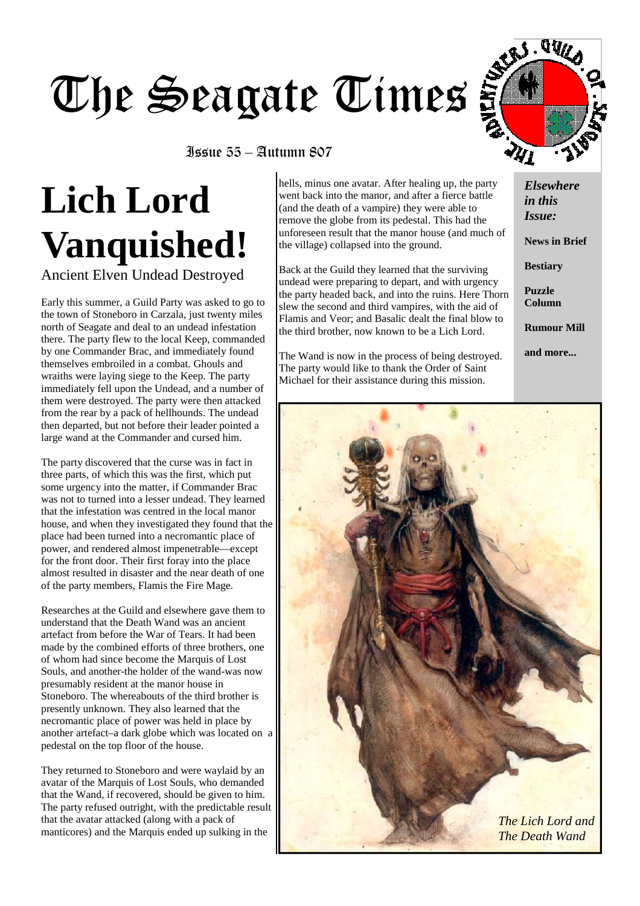# The Seagate Times

Issue 55 – Autumn 807

# Lich Lord Vanquished!

## Ancient Elven Undead Destroyed

Early this summer, a Guild Party was asked to go to the town of Stoneboro in Carzala, just twenty miles north of Seagate and deal to an undead infestation there. The party flew to the local Keep, commanded by one Commander Brac, and immediately found themselves embroiled in a combat. Ghouls and wraiths were laying siege to the Keep. The party immediately fell upon the Undead, and a number of them were destroyed. The party were then attacked from the rear by a pack of hellhounds. The undead then departed, but not before their leader pointed a large wand at the Commander and cursed him.

The party discovered that the curse was in fact in three parts, of which this was the first, which put some urgency into the matter, if Commander Brac was not to turned into a lesser undead. They learned that the infestation was centred in the local manor house, and when they investigated they found that the place had been turned into a necromantic place of power, and rendered almost impenetrable—except for the front door. Their first foray into the place almost resulted in disaster and the near death of one of the party members, Flamis the Fire Mage.

Researches at the Guild and elsewhere gave them to understand that the Death Wand was an ancient artefact from before the War of Tears. It had been made by the combined efforts of three brothers, one of whom had since become the Marquis of Lost Souls, and another-the holder of the wand-was now presumably resident at the manor house in Stoneboro. The whereabouts of the third brother is presently unknown. They also learned that the necromantic place of power was held in place by another artefact–a dark globe which was located on a pedestal on the top floor of the house.

They returned to Stoneboro and were waylaid by an avatar of the Marquis of Lost Souls, who demanded that the Wand, if recovered, should be given to him. The party refused outright, with the predictable result that the avatar attacked (along with a pack of manticores) and the Marquis ended up sulking in the hells, minus one avatar. After healing up, the party went back into the manor, and after a fierce battle (and the death of a vampire) they were able to remove the globe from its pedestal. This had the unforeseen result that the manor house (and much of the village) collapsed into the ground.

Back at the Guild they learned that the surviving undead were preparing to depart, and with urgency the party headed back, and into the ruins. Here Thorn slew the second and third vampires, with the aid of Flamis and Veor; and Basalic dealt the final blow to the third brother, now known to be a Lich Lord.

The Wand is now in the process of being destroyed. The party would like to thank the Order of Saint Michael for their assistance during this mission.

*Elsewhere in this Issue:*

**News in Brief**

**Bestiary**

**Puzzle Column**

**Rumour Mill**

**and more...**

*The Lich Lord and The Death Wand*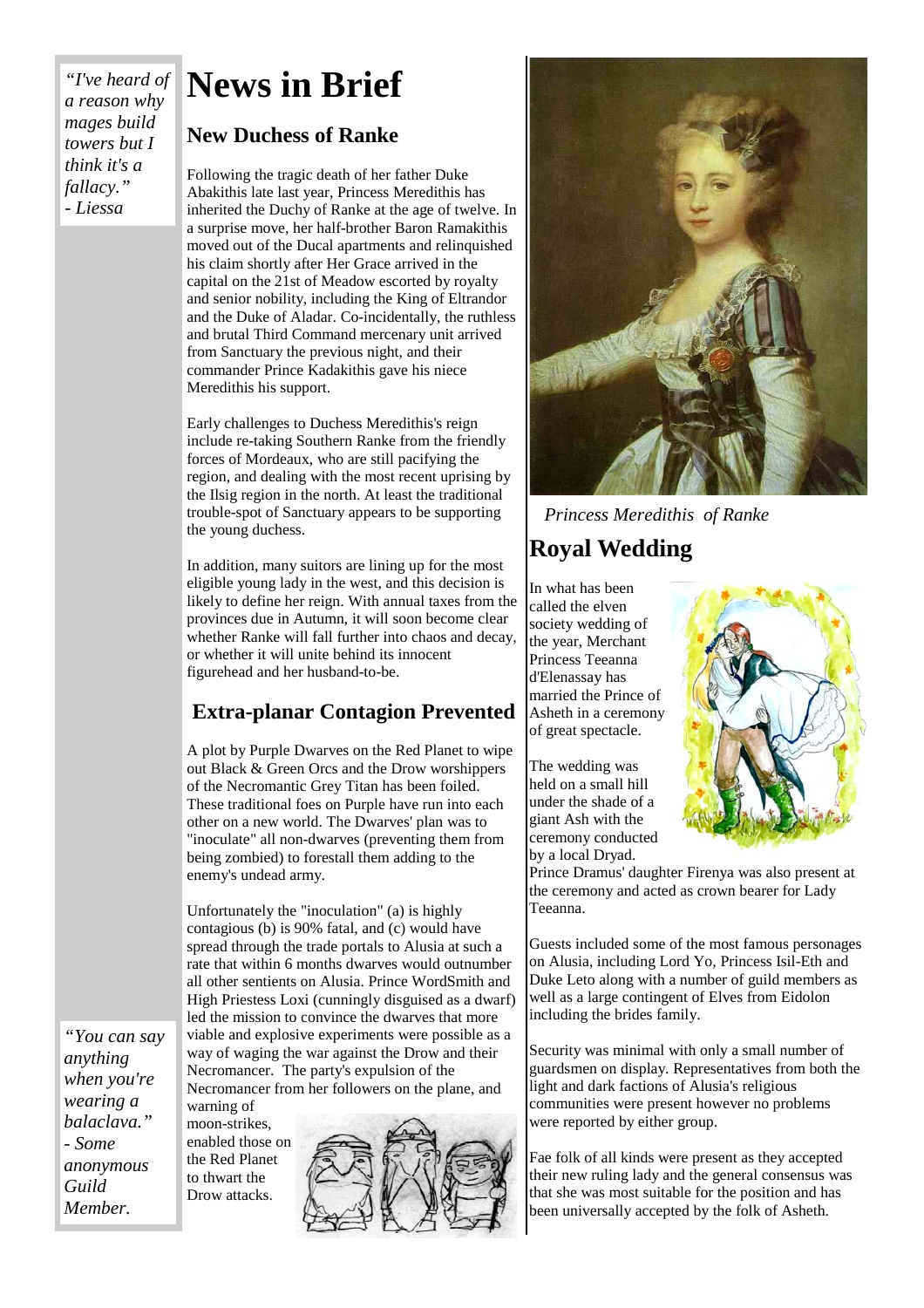*"I've heard of a reason why mages build towers but I think it's a fallacy."*
*- Liessa*

# News in Brief

## New Duchess of Ranke

Following the tragic death of her father Duke Abakithis late last year, Princess Meredithis has inherited the Duchy of Ranke at the age of twelve. In a surprise move, her half-brother Baron Ramakithis moved out of the Ducal apartments and relinquished his claim shortly after Her Grace arrived in the capital on the 21st of Meadow escorted by royalty and senior nobility, including the King of Eltrandor and the Duke of Aladar. Co-incidentally, the ruthless and brutal Third Command mercenary unit arrived from Sanctuary the previous night, and their commander Prince Kadakithis gave his niece Meredithis his support.

Early challenges to Duchess Meredithis's reign include re-taking Southern Ranke from the friendly forces of Mordeaux, who are still pacifying the region, and dealing with the most recent uprising by the Ilsig region in the north. At least the traditional trouble-spot of Sanctuary appears to be supporting the young duchess.

In addition, many suitors are lining up for the most eligible young lady in the west, and this decision is likely to define her reign. With annual taxes from the provinces due in Autumn, it will soon become clear whether Ranke will fall further into chaos and decay, or whether it will unite behind its innocent figurehead and her husband-to-be.

*Princess Meredithis of Ranke*

## Extra-planar Contagion Prevented

A plot by Purple Dwarves on the Red Planet to wipe out Black & Green Orcs and the Drow worshippers of the Necromantic Grey Titan has been foiled. These traditional foes on Purple have run into each other on a new world. The Dwarves' plan was to "inoculate" all non-dwarves (preventing them from being zombied) to forestall them adding to the enemy's undead army.

Unfortunately the "inoculation" (a) is highly contagious (b) is 90% fatal, and (c) would have spread through the trade portals to Alusia at such a rate that within 6 months dwarves would outnumber all other sentients on Alusia. Prince WordSmith and High Priestess Loxi (cunningly disguised as a dwarf) led the mission to convince the dwarves that more viable and explosive experiments were possible as a way of waging the war against the Drow and their Necromancer. The party's expulsion of the Necromancer from her followers on the plane, and warning of moon-strikes, enabled those on the Red Planet to thwart the Drow attacks.

*"You can say anything when you're wearing a balaclava."*
*- Some anonymous Guild Member.*

## Royal Wedding

In what has been called the elven society wedding of the year, Merchant Princess Teeanna d'Elenassay has married the Prince of Asheth in a ceremony of great spectacle.

The wedding was held on a small hill under the shade of a giant Ash with the ceremony conducted by a local Dryad.

Prince Dramus' daughter Firenya was also present at the ceremony and acted as crown bearer for Lady Teeanna.

Guests included some of the most famous personages on Alusia, including Lord Yo, Princess Isil-Eth and Duke Leto along with a number of guild members as well as a large contingent of Elves from Eidolon including the brides family.

Security was minimal with only a small number of guardsmen on display. Representatives from both the light and dark factions of Alusia's religious communities were present however no problems were reported by either group.

Fae folk of all kinds were present as they accepted their new ruling lady and the general consensus was that she was most suitable for the position and has been universally accepted by the folk of Asheth.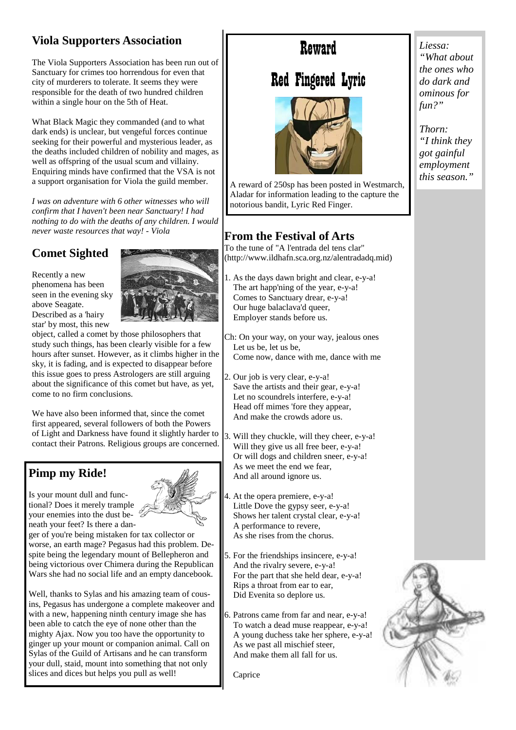## Viola Supporters Association

The Viola Supporters Association has been run out of Sanctuary for crimes too horrendous for even that city of murderers to tolerate. It seems they were responsible for the death of two hundred children within a single hour on the 5th of Heat.

What Black Magic they commanded (and to what dark ends) is unclear, but vengeful forces continue seeking for their powerful and mysterious leader, as the deaths included children of nobility and mages, as well as offspring of the usual scum and villainy. Enquiring minds have confirmed that the VSA is not a support organisation for Viola the guild member.

*I was on adventure with 6 other witnesses who will confirm that I haven't been near Sanctuary! I had nothing to do with the deaths of any children. I would never waste resources that way! - Viola*

## Comet Sighted

Recently a new phenomena has been seen in the evening sky above Seagate. Described as a 'hairy star' by most, this new object, called a comet by those philosophers that study such things, has been clearly visible for a few hours after sunset. However, as it climbs higher in the sky, it is fading, and is expected to disappear before this issue goes to press Astrologers are still arguing about the significance of this comet but have, as yet, come to no firm conclusions.

We have also been informed that, since the comet first appeared, several followers of both the Powers of Light and Darkness have found it slightly harder to contact their Patrons. Religious groups are concerned.

## Pimp my Ride!

Is your mount dull and functional? Does it merely trample your enemies into the dust beneath your feet? Is there a danger of you're being mistaken for tax collector or worse, an earth mage? Pegasus had this problem. Despite being the legendary mount of Bellepheron and being victorious over Chimera during the Republican Wars she had no social life and an empty dancebook.

Well, thanks to Sylas and his amazing team of cousins, Pegasus has undergone a complete makeover and with a new, happening ninth century image she has been able to catch the eye of none other than the mighty Ajax. Now you too have the opportunity to ginger up your mount or companion animal. Call on Sylas of the Guild of Artisans and he can transform your dull, staid, mount into something that not only slices and dices but helps you pull as well!

## Reward

## Red Fingered Lyric

A reward of 250sp has been posted in Westmarch, Aladar for information leading to the capture the notorious bandit, Lyric Red Finger.

## From the Festival of Arts

To the tune of "A l'entrada del tens clar" (http://www.ildhafn.sca.org.nz/alentradadq.mid)

1. As the days dawn bright and clear, e-y-a!  
   The art happ'ning of the year, e-y-a!  
   Comes to Sanctuary drear, e-y-a!  
   Our huge balaclava'd queer,  
   Employer stands before us.

Ch: On your way, on your way, jealous ones  
   Let us be, let us be,  
   Come now, dance with me, dance with me

2. Our job is very clear, e-y-a!  
   Save the artists and their gear, e-y-a!  
   Let no scoundrels interfere, e-y-a!  
   Head off mimes 'fore they appear,  
   And make the crowds adore us.

3. Will they chuckle, will they cheer, e-y-a!  
   Will they give us all free beer, e-y-a!  
   Or will dogs and children sneer, e-y-a!  
   As we meet the end we fear,  
   And all around ignore us.

4. At the opera premiere, e-y-a!  
   Little Dove the gypsy seer, e-y-a!  
   Shows her talent crystal clear, e-y-a!  
   A performance to revere,  
   As she rises from the chorus.

5. For the friendships insincere, e-y-a!  
   And the rivalry severe, e-y-a!  
   For the part that she held dear, e-y-a!  
   Rips a throat from ear to ear,  
   Did Evenita so deplore us.

6. Patrons came from far and near, e-y-a!  
   To watch a dead muse reappear, e-y-a!  
   A young duchess take her sphere, e-y-a!  
   As we past all mischief steer,  
   And make them all fall for us.

Caprice

*Liessa: "What about the ones who do dark and ominous for fun?"*

*Thorn: "I think they got gainful employment this season."*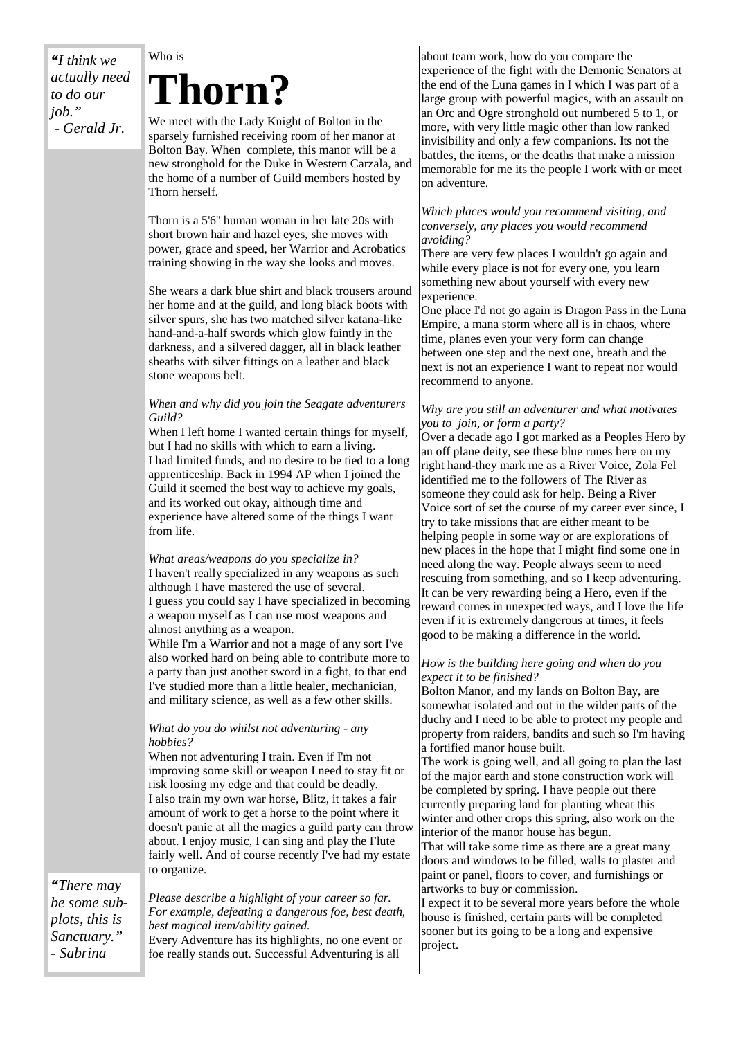*"I think we actually need to do our job."*
*- Gerald Jr.*

Who is

# Thorn?

We meet with the Lady Knight of Bolton in the sparsely furnished receiving room of her manor at Bolton Bay. When complete, this manor will be a new stronghold for the Duke in Western Carzala, and the home of a number of Guild members hosted by Thorn herself.

Thorn is a 5'6" human woman in her late 20s with short brown hair and hazel eyes, she moves with power, grace and speed, her Warrior and Acrobatics training showing in the way she looks and moves.

She wears a dark blue shirt and black trousers around her home and at the guild, and long black boots with silver spurs, she has two matched silver katana-like hand-and-a-half swords which glow faintly in the darkness, and a silvered dagger, all in black leather sheaths with silver fittings on a leather and black stone weapons belt.

*When and why did you join the Seagate adventurers Guild?*

When I left home I wanted certain things for myself, but I had no skills with which to earn a living. I had limited funds, and no desire to be tied to a long apprenticeship. Back in 1994 AP when I joined the Guild it seemed the best way to achieve my goals, and its worked out okay, although time and experience have altered some of the things I want from life.

*What areas/weapons do you specialize in?*

I haven't really specialized in any weapons as such although I have mastered the use of several.
I guess you could say I have specialized in becoming a weapon myself as I can use most weapons and almost anything as a weapon.
While I'm a Warrior and not a mage of any sort I've also worked hard on being able to contribute more to a party than just another sword in a fight, to that end I've studied more than a little healer, mechanician, and military science, as well as a few other skills.

*What do you do whilst not adventuring - any hobbies?*

When not adventuring I train. Even if I'm not improving some skill or weapon I need to stay fit or risk loosing my edge and that could be deadly.
I also train my own war horse, Blitz, it takes a fair amount of work to get a horse to the point where it doesn't panic at all the magics a guild party can throw about. I enjoy music, I can sing and play the Flute fairly well. And of course recently I've had my estate to organize.

*"There may be some sub-plots, this is Sanctuary."*
*- Sabrina*

*Please describe a highlight of your career so far. For example, defeating a dangerous foe, best death, best magical item/ability gained.*

Every Adventure has its highlights, no one event or foe really stands out. Successful Adventuring is all about team work, how do you compare the experience of the fight with the Demonic Senators at the end of the Luna games in I which I was part of a large group with powerful magics, with an assault on an Orc and Ogre stronghold out numbered 5 to 1, or more, with very little magic other than low ranked invisibility and only a few companions. Its not the battles, the items, or the deaths that make a mission memorable for me its the people I work with or meet on adventure.

*Which places would you recommend visiting, and conversely, any places you would recommend avoiding?*

There are very few places I wouldn't go again and while every place is not for every one, you learn something new about yourself with every new experience.
One place I'd not go again is Dragon Pass in the Luna Empire, a mana storm where all is in chaos, where time, planes even your very form can change between one step and the next one, breath and the next is not an experience I want to repeat nor would recommend to anyone.

*Why are you still an adventurer and what motivates you to join, or form a party?*

Over a decade ago I got marked as a Peoples Hero by an off plane deity, see these blue runes here on my right hand-they mark me as a River Voice, Zola Fel identified me to the followers of The River as someone they could ask for help. Being a River Voice sort of set the course of my career ever since, I try to take missions that are either meant to be helping people in some way or are explorations of new places in the hope that I might find some one in need along the way. People always seem to need rescuing from something, and so I keep adventuring. It can be very rewarding being a Hero, even if the reward comes in unexpected ways, and I love the life even if it is extremely dangerous at times, it feels good to be making a difference in the world.

*How is the building here going and when do you expect it to be finished?*

Bolton Manor, and my lands on Bolton Bay, are somewhat isolated and out in the wilder parts of the duchy and I need to be able to protect my people and property from raiders, bandits and such so I'm having a fortified manor house built.
The work is going well, and all going to plan the last of the major earth and stone construction work will be completed by spring. I have people out there currently preparing land for planting wheat this winter and other crops this spring, also work on the interior of the manor house has begun.
That will take some time as there are a great many doors and windows to be filled, walls to plaster and paint or panel, floors to cover, and furnishings or artworks to buy or commission.
I expect it to be several more years before the whole house is finished, certain parts will be completed sooner but its going to be a long and expensive project.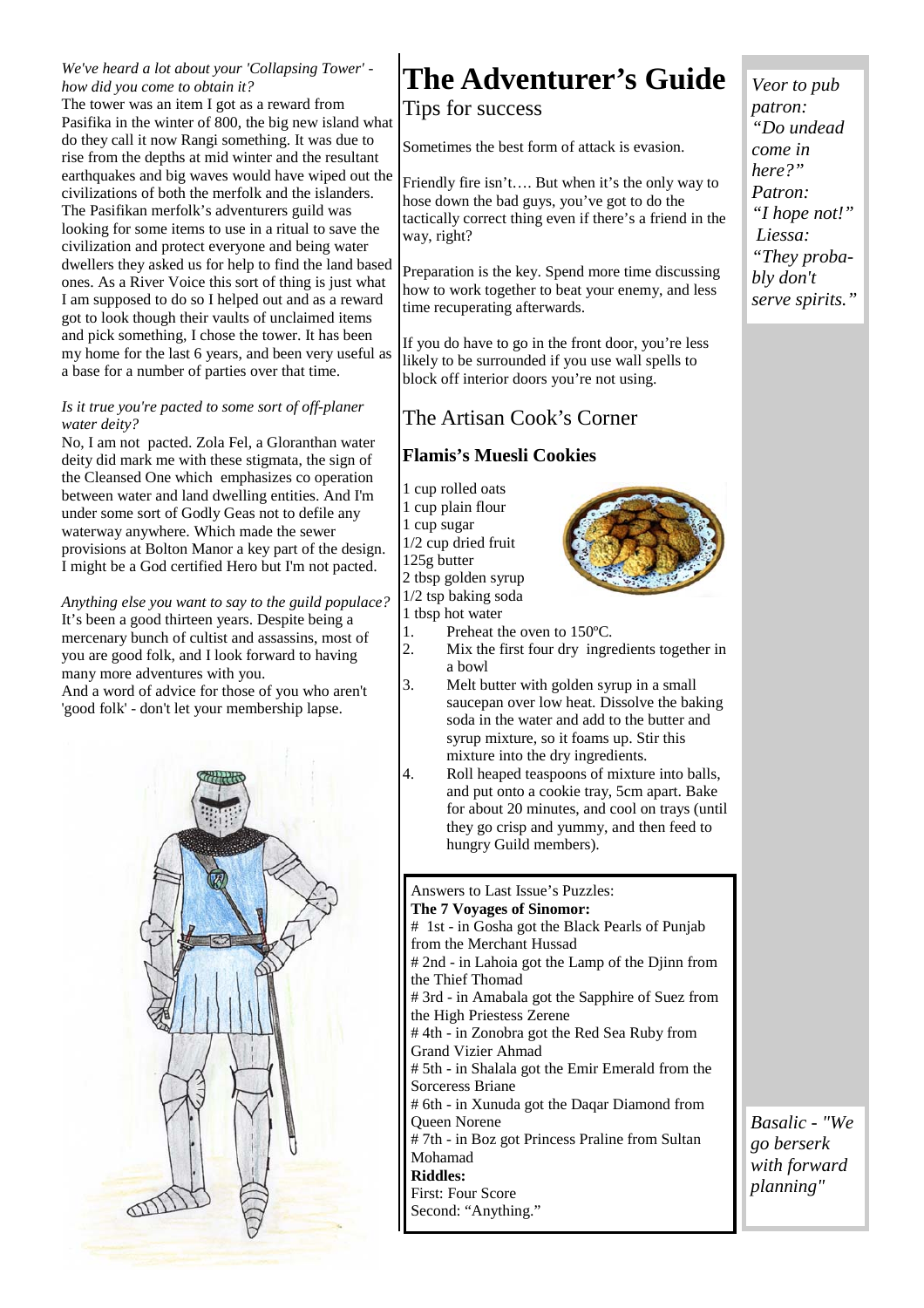*We've heard a lot about your 'Collapsing Tower' - how did you come to obtain it?*

The tower was an item I got as a reward from Pasifika in the winter of 800, the big new island what do they call it now Rangi something. It was due to rise from the depths at mid winter and the resultant earthquakes and big waves would have wiped out the civilizations of both the merfolk and the islanders. The Pasifikan merfolk's adventurers guild was looking for some items to use in a ritual to save the civilization and protect everyone and being water dwellers they asked us for help to find the land based ones. As a River Voice this sort of thing is just what I am supposed to do so I helped out and as a reward got to look though their vaults of unclaimed items and pick something, I chose the tower. It has been my home for the last 6 years, and been very useful as a base for a number of parties over that time.

*Is it true you're pacted to some sort of off-planer water deity?*

No, I am not pacted. Zola Fel, a Gloranthan water deity did mark me with these stigmata, the sign of the Cleansed One which emphasizes co operation between water and land dwelling entities. And I'm under some sort of Godly Geas not to defile any waterway anywhere. Which made the sewer provisions at Bolton Manor a key part of the design. I might be a God certified Hero but I'm not pacted.

*Anything else you want to say to the guild populace?*

It's been a good thirteen years. Despite being a mercenary bunch of cultist and assassins, most of you are good folk, and I look forward to having many more adventures with you.

And a word of advice for those of you who aren't 'good folk' - don't let your membership lapse.

# The Adventurer's Guide

## Tips for success

Sometimes the best form of attack is evasion.

Friendly fire isn't…. But when it's the only way to hose down the bad guys, you've got to do the tactically correct thing even if there's a friend in the way, right?

Preparation is the key. Spend more time discussing how to work together to beat your enemy, and less time recuperating afterwards.

If you do have to go in the front door, you're less likely to be surrounded if you use wall spells to block off interior doors you're not using.

## The Artisan Cook's Corner

### Flamis's Muesli Cookies

1 cup rolled oats
1 cup plain flour
1 cup sugar
1/2 cup dried fruit
125g butter
2 tbsp golden syrup
1/2 tsp baking soda
1 tbsp hot water

1. Preheat the oven to 150ºC.
2. Mix the first four dry ingredients together in a bowl
3. Melt butter with golden syrup in a small saucepan over low heat. Dissolve the baking soda in the water and add to the butter and syrup mixture, so it foams up. Stir this mixture into the dry ingredients.
4. Roll heaped teaspoons of mixture into balls, and put onto a cookie tray, 5cm apart. Bake for about 20 minutes, and cool on trays (until they go crisp and yummy, and then feed to hungry Guild members).

Answers to Last Issue's Puzzles:

**The 7 Voyages of Sinomor:**

# 1st - in Gosha got the Black Pearls of Punjab from the Merchant Hussad
# 2nd - in Lahoia got the Lamp of the Djinn from the Thief Thomad
# 3rd - in Amabala got the Sapphire of Suez from the High Priestess Zerene
# 4th - in Zonobra got the Red Sea Ruby from Grand Vizier Ahmad
# 5th - in Shalala got the Emir Emerald from the Sorceress Briane
# 6th - in Xunuda got the Daqar Diamond from Queen Norene
# 7th - in Boz got Princess Praline from Sultan Mohamad

**Riddles:**

First: Four Score
Second: "Anything."

*Veor to pub patron: "Do undead come in here?"*
*Patron: "I hope not!"*
*Liessa: "They probably don't serve spirits."*

*Basalic - "We go berserk with forward planning"*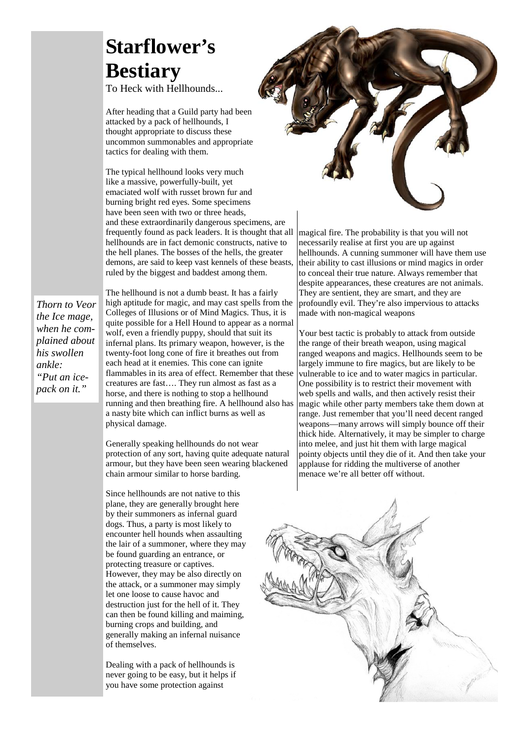# Starflower's Bestiary

To Heck with Hellhounds...

After heading that a Guild party had been attacked by a pack of hellhounds, I thought appropriate to discuss these uncommon summonables and appropriate tactics for dealing with them.

The typical hellhound looks very much like a massive, powerfully-built, yet emaciated wolf with russet brown fur and burning bright red eyes. Some specimens have been seen with two or three heads, and these extraordinarily dangerous specimens, are frequently found as pack leaders. It is thought that all hellhounds are in fact demonic constructs, native to the hell planes. The bosses of the hells, the greater demons, are said to keep vast kennels of these beasts, ruled by the biggest and baddest among them.

The hellhound is not a dumb beast. It has a fairly high aptitude for magic, and may cast spells from the Colleges of Illusions or of Mind Magics. Thus, it is quite possible for a Hell Hound to appear as a normal wolf, even a friendly puppy, should that suit its infernal plans. Its primary weapon, however, is the twenty-foot long cone of fire it breathes out from each head at it enemies. This cone can ignite flammables in its area of effect. Remember that these creatures are fast…. They run almost as fast as a horse, and there is nothing to stop a hellhound running and then breathing fire. A hellhound also has a nasty bite which can inflict burns as well as physical damage.

*Thorn to Veor the Ice mage, when he complained about his swollen ankle: "Put an ice-pack on it."*

Generally speaking hellhounds do not wear protection of any sort, having quite adequate natural armour, but they have been seen wearing blackened chain armour similar to horse barding.

Since hellhounds are not native to this plane, they are generally brought here by their summoners as infernal guard dogs. Thus, a party is most likely to encounter hell hounds when assaulting the lair of a summoner, where they may be found guarding an entrance, or protecting treasure or captives. However, they may be also directly on the attack, or a summoner may simply let one loose to cause havoc and destruction just for the hell of it. They can then be found killing and maiming, burning crops and building, and generally making an infernal nuisance of themselves.

Dealing with a pack of hellhounds is never going to be easy, but it helps if you have some protection against magical fire. The probability is that you will not necessarily realise at first you are up against hellhounds. A cunning summoner will have them use their ability to cast illusions or mind magics in order to conceal their true nature. Always remember that despite appearances, these creatures are not animals. They are sentient, they are smart, and they are profoundly evil. They're also impervious to attacks made with non-magical weapons

Your best tactic is probably to attack from outside the range of their breath weapon, using magical ranged weapons and magics. Hellhounds seem to be largely immune to fire magics, but are likely to be vulnerable to ice and to water magics in particular. One possibility is to restrict their movement with web spells and walls, and then actively resist their magic while other party members take them down at range. Just remember that you'll need decent ranged weapons—many arrows will simply bounce off their thick hide. Alternatively, it may be simpler to charge into melee, and just hit them with large magical pointy objects until they die of it. And then take your applause for ridding the multiverse of another menace we're all better off without.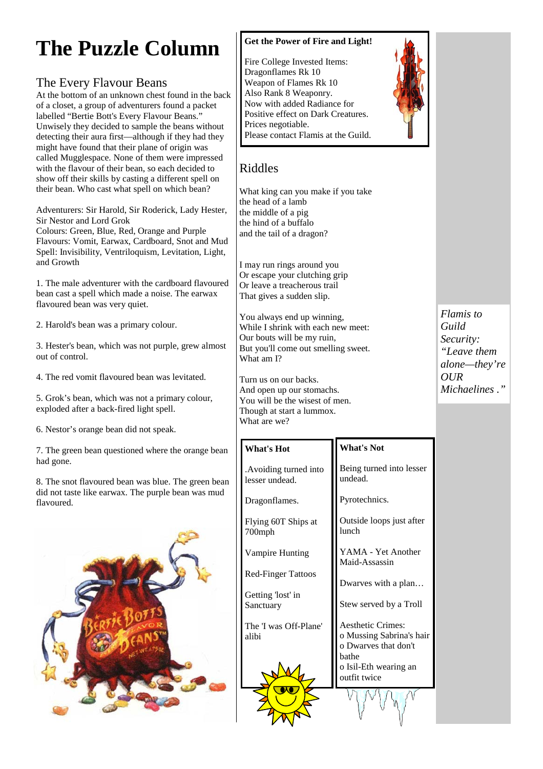# The Puzzle Column

## The Every Flavour Beans

At the bottom of an unknown chest found in the back of a closet, a group of adventurers found a packet labelled "Bertie Bott's Every Flavour Beans." Unwisely they decided to sample the beans without detecting their aura first—although if they had they might have found that their plane of origin was called Mugglespace. None of them were impressed with the flavour of their bean, so each decided to show off their skills by casting a different spell on their bean. Who cast what spell on which bean?

Adventurers: Sir Harold, Sir Roderick, Lady Hester, Sir Nestor and Lord Grok
Colours: Green, Blue, Red, Orange and Purple
Flavours: Vomit, Earwax, Cardboard, Snot and Mud
Spell: Invisibility, Ventriloquism, Levitation, Light, and Growth

1. The male adventurer with the cardboard flavoured bean cast a spell which made a noise. The earwax flavoured bean was very quiet.

2. Harold's bean was a primary colour.

3. Hester's bean, which was not purple, grew almost out of control.

4. The red vomit flavoured bean was levitated.

5. Grok's bean, which was not a primary colour, exploded after a back-fired light spell.

6. Nestor's orange bean did not speak.

7. The green bean questioned where the orange bean had gone.

8. The snot flavoured bean was blue. The green bean did not taste like earwax. The purple bean was mud flavoured.

**Get the Power of Fire and Light!**

Fire College Invested Items:
Dragonflames Rk 10
Weapon of Flames Rk 10
Also Rank 8 Weaponry.
Now with added Radiance for
Positive effect on Dark Creatures.
Prices negotiable.
Please contact Flamis at the Guild.

## Riddles

What king can you make if you take
the head of a lamb
the middle of a pig
the hind of a buffalo
and the tail of a dragon?

I may run rings around you
Or escape your clutching grip
Or leave a treacherous trail
That gives a sudden slip.

You always end up winning,
While I shrink with each new meet:
Our bouts will be my ruin,
But you'll come out smelling sweet.
What am I?

Turn us on our backs.
And open up our stomachs.
You will be the wisest of men.
Though at start a lummox.
What are we?

| What's Hot | What's Not |
|---|---|
| .Avoiding turned into lesser undead. | Being turned into lesser undead. |
| Dragonflames. | Pyrotechnics. |
| Flying 60T Ships at 700mph | Outside loops just after lunch |
| Vampire Hunting | YAMA - Yet Another Maid-Assassin |
| Red-Finger Tattoos | Dwarves with a plan… |
| Getting 'lost' in Sanctuary | Stew served by a Troll |
| The 'I was Off-Plane' alibi | Aesthetic Crimes:<br>o Mussing Sabrina's hair<br>o Dwarves that don't bathe<br>o Isil-Eth wearing an outfit twice |

*Flamis to Guild Security: "Leave them alone—they're OUR Michaelines ."*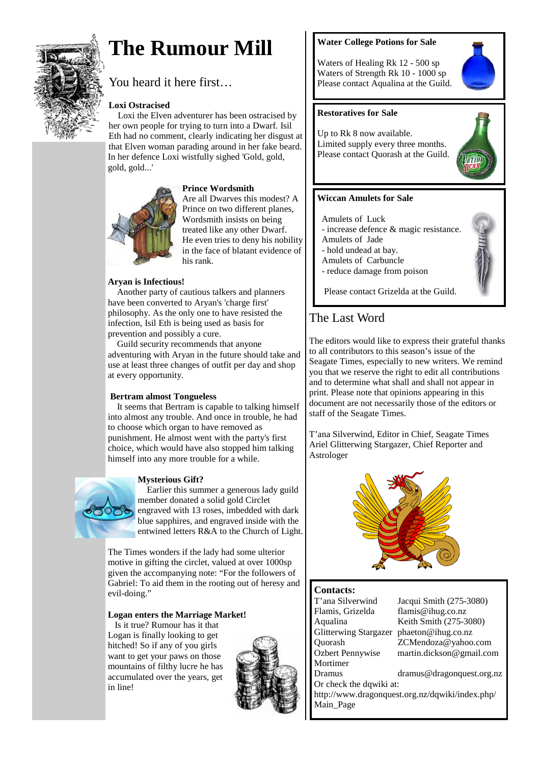# The Rumour Mill

You heard it here first…

**Loxi Ostracised**

Loxi the Elven adventurer has been ostracised by her own people for trying to turn into a Dwarf. Isil Eth had no comment, clearly indicating her disgust at that Elven woman parading around in her fake beard. In her defence Loxi wistfully sighed 'Gold, gold, gold, gold...'

**Prince Wordsmith**

Are all Dwarves this modest? A Prince on two different planes, Wordsmith insists on being treated like any other Dwarf. He even tries to deny his nobility in the face of blatant evidence of his rank.

**Aryan is Infectious!**

Another party of cautious talkers and planners have been converted to Aryan's 'charge first' philosophy. As the only one to have resisted the infection, Isil Eth is being used as basis for prevention and possibly a cure.

Guild security recommends that anyone adventuring with Aryan in the future should take and use at least three changes of outfit per day and shop at every opportunity.

**Bertram almost Tongueless**

It seems that Bertram is capable to talking himself into almost any trouble. And once in trouble, he had to choose which organ to have removed as punishment. He almost went with the party's first choice, which would have also stopped him talking himself into any more trouble for a while.

**Mysterious Gift?**

Earlier this summer a generous lady guild member donated a solid gold Circlet engraved with 13 roses, imbedded with dark blue sapphires, and engraved inside with the entwined letters R&A to the Church of Light.

The Times wonders if the lady had some ulterior motive in gifting the circlet, valued at over 1000sp given the accompanying note: "For the followers of Gabriel: To aid them in the rooting out of heresy and evil-doing."

**Logan enters the Marriage Market!**

Is it true? Rumour has it that Logan is finally looking to get hitched! So if any of you girls want to get your paws on those mountains of filthy lucre he has accumulated over the years, get in line!

---

**Water College Potions for Sale**

Waters of Healing Rk 12 - 500 sp
Waters of Strength Rk 10 - 1000 sp
Please contact Aqualina at the Guild.

---

**Restoratives for Sale**

Up to Rk 8 now available.
Limited supply every three months.
Please contact Quorash at the Guild.

---

**Wiccan Amulets for Sale**

Amulets of Luck
- increase defence & magic resistance.

Amulets of Jade
- hold undead at bay.

Amulets of Carbuncle
- reduce damage from poison

Please contact Grizelda at the Guild.

## The Last Word

The editors would like to express their grateful thanks to all contributors to this season's issue of the Seagate Times, especially to new writers. We remind you that we reserve the right to edit all contributions and to determine what shall and shall not appear in print. Please note that opinions appearing in this document are not necessarily those of the editors or staff of the Seagate Times.

T'ana Silverwind, Editor in Chief, Seagate Times
Ariel Glitterwing Stargazer, Chief Reporter and Astrologer

**Contacts:**

| | |
|---|---|
| T'ana Silverwind | Jacqui Smith (275-3080) |
| Flamis, Grizelda | flamis@ihug.co.nz |
| Aqualina | Keith Smith (275-3080) |
| Glitterwing Stargazer | phaeton@ihug.co.nz |
| Quorash | ZCMendoza@yahoo.com |
| Ozbert Pennywise | martin.dickson@gmail.com |
| Mortimer | |
| Dramus | dramus@dragonquest.org.nz |

Or check the dqwiki at:
http://www.dragonquest.org.nz/dqwiki/index.php/Main_Page